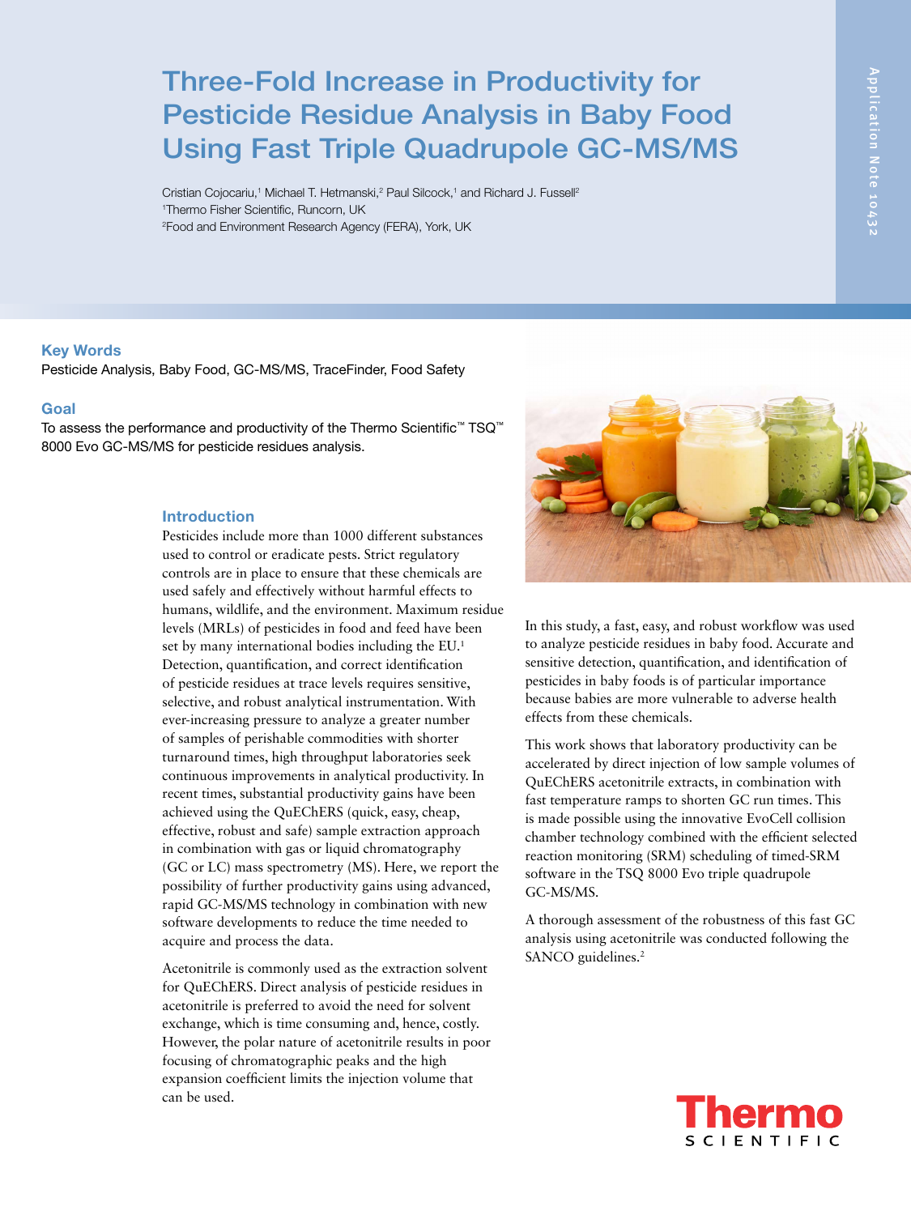# Three-Fold Increase in Productivity for Pesticide Residue Analysis in Baby Food Using Fast Triple Quadrupole GC-MS/MS

Cristian Cojocariu,[1] Michael T. Hetmanski,[2] Paul Silcock,[1] and Richard J. Fussell[2]
[1]Thermo Fisher Scientific, Runcorn, UK
[2]Food and Environment Research Agency (FERA), York, UK

Application Note 10432

## Key Words

Pesticide Analysis, Baby Food, GC-MS/MS, TraceFinder, Food Safety

## Goal

To assess the performance and productivity of the Thermo Scientific™ TSQ™ 8000 Evo GC-MS/MS for pesticide residues analysis.

## Introduction

Pesticides include more than 1000 different substances used to control or eradicate pests. Strict regulatory controls are in place to ensure that these chemicals are used safely and effectively without harmful effects to humans, wildlife, and the environment. Maximum residue levels (MRLs) of pesticides in food and feed have been set by many international bodies including the EU.[1] Detection, quantification, and correct identification of pesticide residues at trace levels requires sensitive, selective, and robust analytical instrumentation. With ever-increasing pressure to analyze a greater number of samples of perishable commodities with shorter turnaround times, high throughput laboratories seek continuous improvements in analytical productivity. In recent times, substantial productivity gains have been achieved using the QuEChERS (quick, easy, cheap, effective, robust and safe) sample extraction approach in combination with gas or liquid chromatography (GC or LC) mass spectrometry (MS). Here, we report the possibility of further productivity gains using advanced, rapid GC-MS/MS technology in combination with new software developments to reduce the time needed to acquire and process the data.

Acetonitrile is commonly used as the extraction solvent for QuEChERS. Direct analysis of pesticide residues in acetonitrile is preferred to avoid the need for solvent exchange, which is time consuming and, hence, costly. However, the polar nature of acetonitrile results in poor focusing of chromatographic peaks and the high expansion coefficient limits the injection volume that can be used.

In this study, a fast, easy, and robust workflow was used to analyze pesticide residues in baby food. Accurate and sensitive detection, quantification, and identification of pesticides in baby foods is of particular importance because babies are more vulnerable to adverse health effects from these chemicals.

This work shows that laboratory productivity can be accelerated by direct injection of low sample volumes of QuEChERS acetonitrile extracts, in combination with fast temperature ramps to shorten GC run times. This is made possible using the innovative EvoCell collision chamber technology combined with the efficient selected reaction monitoring (SRM) scheduling of timed-SRM software in the TSQ 8000 Evo triple quadrupole GC-MS/MS.

A thorough assessment of the robustness of this fast GC analysis using acetonitrile was conducted following the SANCO guidelines.[2]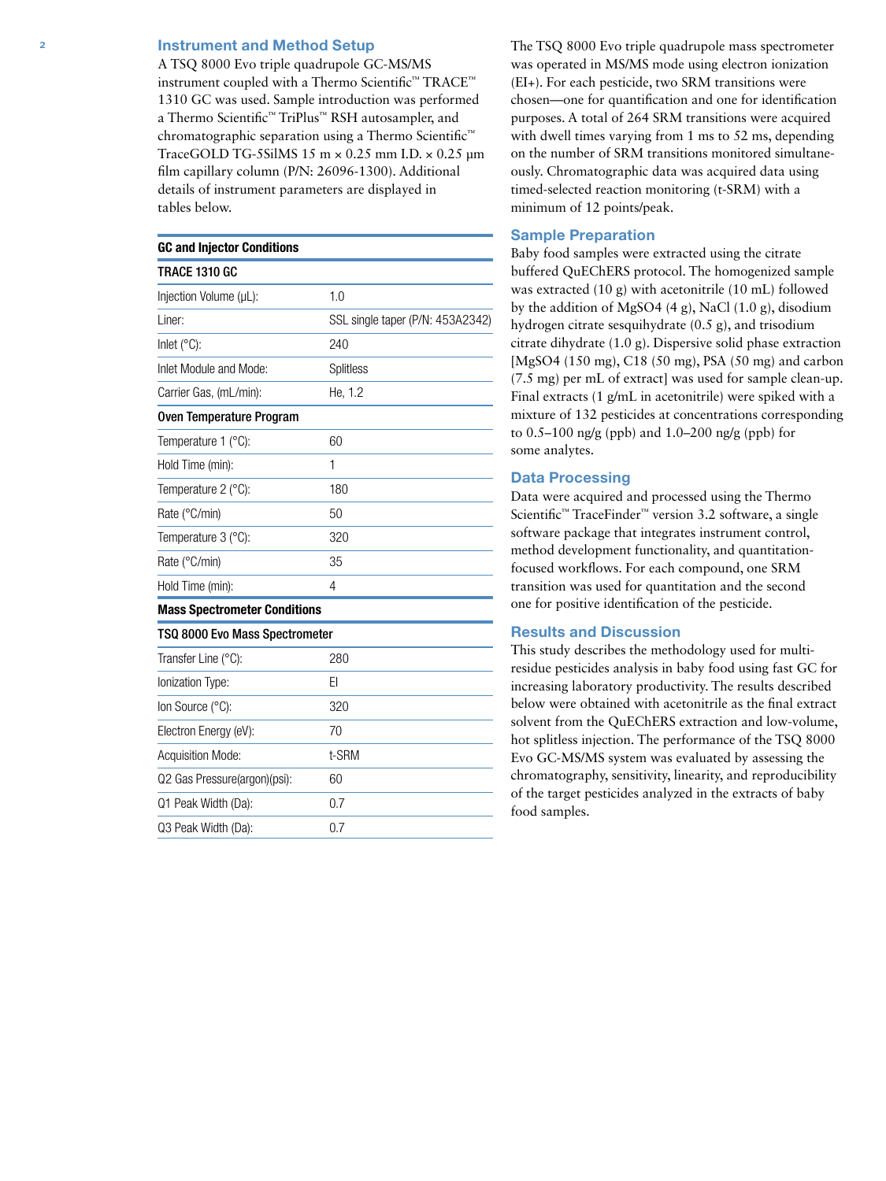## Instrument and Method Setup

A TSQ 8000 Evo triple quadrupole GC-MS/MS instrument coupled with a Thermo Scientific™ TRACE™ 1310 GC was used. Sample introduction was performed a Thermo Scientific™ TriPlus™ RSH autosampler, and chromatographic separation using a Thermo Scientific™ TraceGOLD TG-5SilMS 15 m × 0.25 mm I.D. × 0.25 µm film capillary column (P/N: 26096-1300). Additional details of instrument parameters are displayed in tables below.

| GC and Injector Conditions | |
|---|---|
| **TRACE 1310 GC** | |
| Injection Volume (µL): | 1.0 |
| Liner: | SSL single taper (P/N: 453A2342) |
| Inlet (°C): | 240 |
| Inlet Module and Mode: | Splitless |
| Carrier Gas, (mL/min): | He, 1.2 |
| **Oven Temperature Program** | |
| Temperature 1 (°C): | 60 |
| Hold Time (min): | 1 |
| Temperature 2 (°C): | 180 |
| Rate (°C/min) | 50 |
| Temperature 3 (°C): | 320 |
| Rate (°C/min) | 35 |
| Hold Time (min): | 4 |

| Mass Spectrometer Conditions | |
|---|---|
| **TSQ 8000 Evo Mass Spectrometer** | |
| Transfer Line (°C): | 280 |
| Ionization Type: | EI |
| Ion Source (°C): | 320 |
| Electron Energy (eV): | 70 |
| Acquisition Mode: | t-SRM |
| Q2 Gas Pressure(argon)(psi): | 60 |
| Q1 Peak Width (Da): | 0.7 |
| Q3 Peak Width (Da): | 0.7 |

The TSQ 8000 Evo triple quadrupole mass spectrometer was operated in MS/MS mode using electron ionization (EI+). For each pesticide, two SRM transitions were chosen—one for quantification and one for identification purposes. A total of 264 SRM transitions were acquired with dwell times varying from 1 ms to 52 ms, depending on the number of SRM transitions monitored simultaneously. Chromatographic data was acquired data using timed-selected reaction monitoring (t-SRM) with a minimum of 12 points/peak.

## Sample Preparation

Baby food samples were extracted using the citrate buffered QuEChERS protocol. The homogenized sample was extracted (10 g) with acetonitrile (10 mL) followed by the addition of $MgSO_4$ (4 g), NaCl (1.0 g), disodium hydrogen citrate sesquihydrate (0.5 g), and trisodium citrate dihydrate (1.0 g). Dispersive solid phase extraction [$MgSO_4$ (150 mg), C18 (50 mg), PSA (50 mg) and carbon (7.5 mg) per mL of extract] was used for sample clean-up. Final extracts (1 g/mL in acetonitrile) were spiked with a mixture of 132 pesticides at concentrations corresponding to 0.5–100 ng/g (ppb) and 1.0–200 ng/g (ppb) for some analytes.

## Data Processing

Data were acquired and processed using the Thermo Scientific™ TraceFinder™ version 3.2 software, a single software package that integrates instrument control, method development functionality, and quantitation-focused workflows. For each compound, one SRM transition was used for quantitation and the second one for positive identification of the pesticide.

## Results and Discussion

This study describes the methodology used for multi-residue pesticides analysis in baby food using fast GC for increasing laboratory productivity. The results described below were obtained with acetonitrile as the final extract solvent from the QuEChERS extraction and low-volume, hot splitless injection. The performance of the TSQ 8000 Evo GC-MS/MS system was evaluated by assessing the chromatography, sensitivity, linearity, and reproducibility of the target pesticides analyzed in the extracts of baby food samples.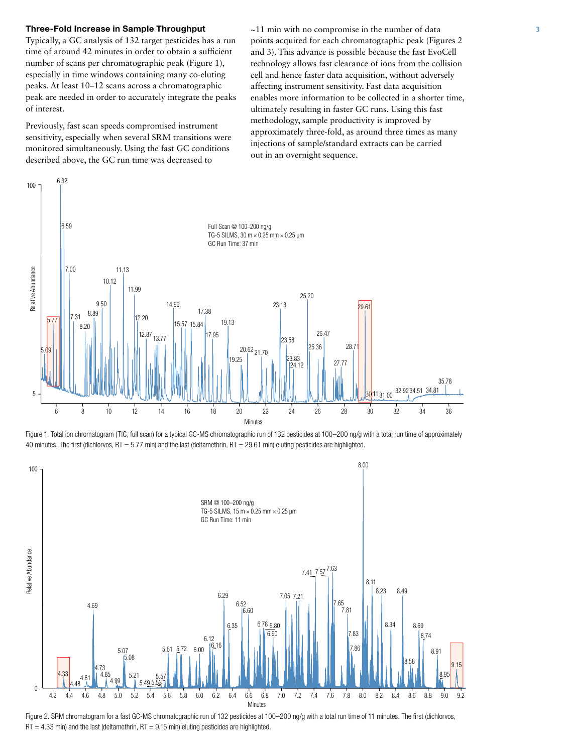### Three-Fold Increase in Sample Throughput

Typically, a GC analysis of 132 target pesticides has a run time of around 42 minutes in order to obtain a sufficient number of scans per chromatographic peak (Figure 1), especially in time windows containing many co-eluting peaks. At least 10–12 scans across a chromatographic peak are needed in order to accurately integrate the peaks of interest.

Previously, fast scan speeds compromised instrument sensitivity, especially when several SRM transitions were monitored simultaneously. Using the fast GC conditions described above, the GC run time was decreased to ~11 min with no compromise in the number of data points acquired for each chromatographic peak (Figures 2 and 3). This advance is possible because the fast EvoCell technology allows fast clearance of ions from the collision cell and hence faster data acquisition, without adversely affecting instrument sensitivity. Fast data acquisition enables more information to be collected in a shorter time, ultimately resulting in faster GC runs. Using this fast methodology, sample productivity is improved by approximately three-fold, as around three times as many injections of sample/standard extracts can be carried out in an overnight sequence.

Figure 1. Total ion chromatogram (TIC, full scan) for a typical GC-MS chromatographic run of 132 pesticides at 100–200 ng/g with a total run time of approximately 40 minutes. The first (dichlorvos, RT = 5.77 min) and the last (deltamethrin, RT = 29.61 min) eluting pesticides are highlighted.

Figure 2. SRM chromatogram for a fast GC-MS chromatographic run of 132 pesticides at 100–200 ng/g with a total run time of 11 minutes. The first (dichlorvos, RT = 4.33 min) and the last (deltamethrin, RT = 9.15 min) eluting pesticides are highlighted.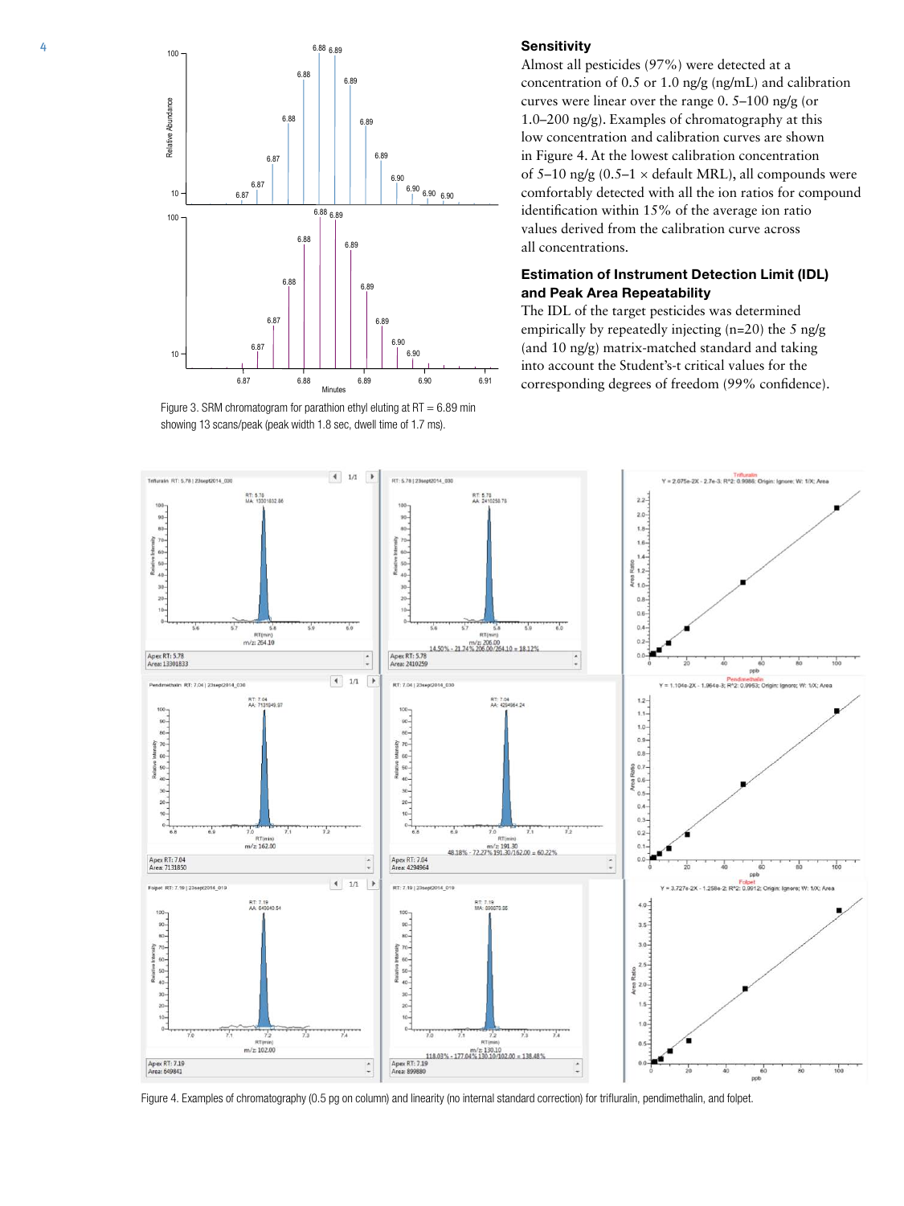Figure 3. SRM chromatogram for parathion ethyl eluting at RT = 6.89 min showing 13 scans/peak (peak width 1.8 sec, dwell time of 1.7 ms).

### Sensitivity

Almost all pesticides (97%) were detected at a concentration of 0.5 or 1.0 ng/g (ng/mL) and calibration curves were linear over the range 0. 5–100 ng/g (or 1.0–200 ng/g). Examples of chromatography at this low concentration and calibration curves are shown in Figure 4. At the lowest calibration concentration of 5–10 ng/g (0.5–1 × default MRL), all compounds were comfortably detected with all the ion ratios for compound identification within 15% of the average ion ratio values derived from the calibration curve across all concentrations.

### Estimation of Instrument Detection Limit (IDL) and Peak Area Repeatability

The IDL of the target pesticides was determined empirically by repeatedly injecting (n=20) the 5 ng/g (and 10 ng/g) matrix-matched standard and taking into account the Student's-t critical values for the corresponding degrees of freedom (99% confidence).

Figure 4. Examples of chromatography (0.5 pg on column) and linearity (no internal standard correction) for trifluralin, pendimethalin, and folpet.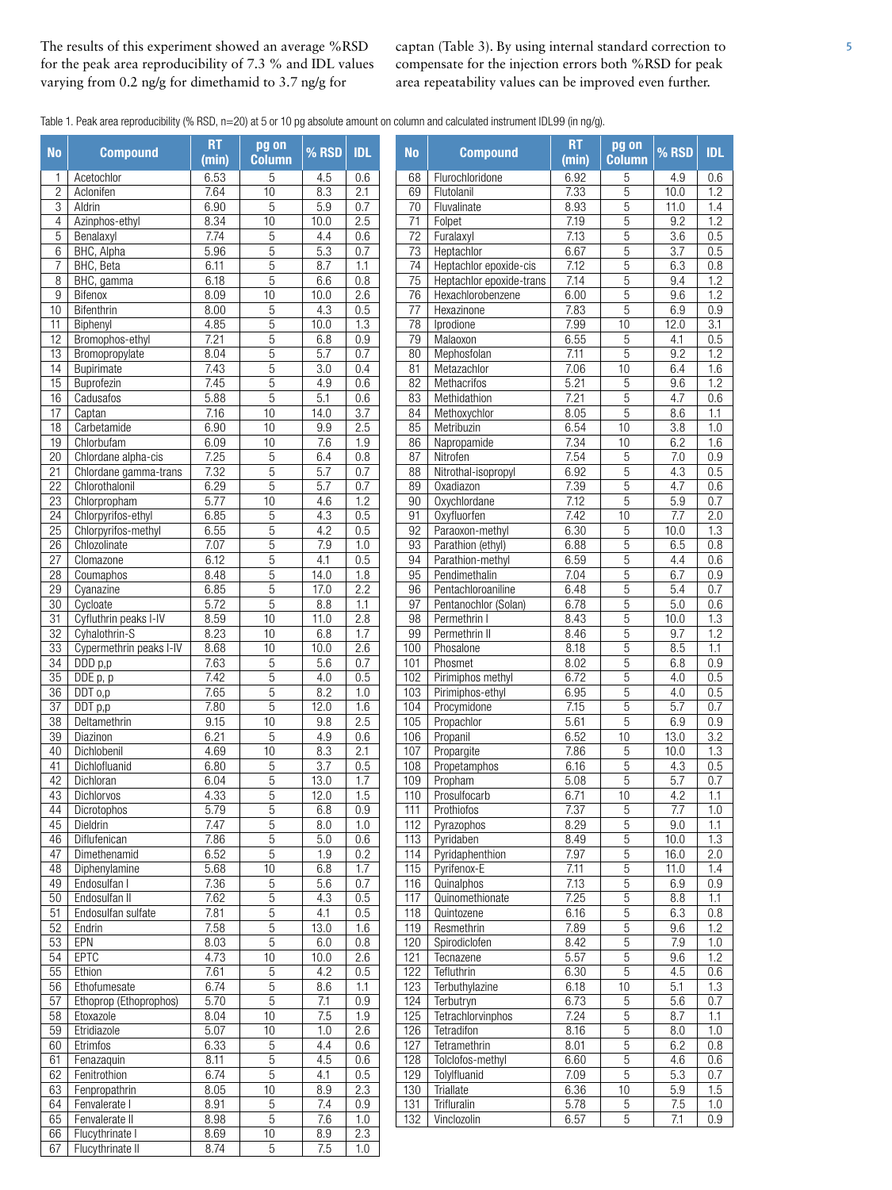The results of this experiment showed an average %RSD for the peak area reproducibility of 7.3 % and IDL values varying from 0.2 ng/g for dimethamid to 3.7 ng/g for captan (Table 3). By using internal standard correction to compensate for the injection errors both %RSD for peak area repeatability values can be improved even further.

Table 1. Peak area reproducibility (% RSD, n=20) at 5 or 10 pg absolute amount on column and calculated instrument IDL99 (in ng/g).

| No | Compound | RT (min) | pg on Column | % RSD | IDL |
|---|---|---|---|---|---|
| 1 | Acetochlor | 6.53 | 5 | 4.5 | 0.6 |
| 2 | Aclonifen | 7.64 | 10 | 8.3 | 2.1 |
| 3 | Aldrin | 6.90 | 5 | 5.9 | 0.7 |
| 4 | Azinphos-ethyl | 8.34 | 10 | 10.0 | 2.5 |
| 5 | Benalaxyl | 7.74 | 5 | 4.4 | 0.6 |
| 6 | BHC, Alpha | 5.96 | 5 | 5.3 | 0.7 |
| 7 | BHC, Beta | 6.11 | 5 | 8.7 | 1.1 |
| 8 | BHC, gamma | 6.18 | 5 | 6.6 | 0.8 |
| 9 | Bifenox | 8.09 | 10 | 10.0 | 2.6 |
| 10 | Bifenthrin | 8.00 | 5 | 4.3 | 0.5 |
| 11 | Biphenyl | 4.85 | 5 | 10.0 | 1.3 |
| 12 | Bromophos-ethyl | 7.21 | 5 | 6.8 | 0.9 |
| 13 | Bromopropylate | 8.04 | 5 | 5.7 | 0.7 |
| 14 | Bupirimate | 7.43 | 5 | 3.0 | 0.4 |
| 15 | Buprofezin | 7.45 | 5 | 4.9 | 0.6 |
| 16 | Cadusafos | 5.88 | 5 | 5.1 | 0.6 |
| 17 | Captan | 7.16 | 10 | 14.0 | 3.7 |
| 18 | Carbetamide | 6.90 | 10 | 9.9 | 2.5 |
| 19 | Chlorbufam | 6.09 | 10 | 7.6 | 1.9 |
| 20 | Chlordane alpha-cis | 7.25 | 5 | 6.4 | 0.8 |
| 21 | Chlordane gamma-trans | 7.32 | 5 | 5.7 | 0.7 |
| 22 | Chlorothalonil | 6.29 | 5 | 5.7 | 0.7 |
| 23 | Chlorpropham | 5.77 | 10 | 4.6 | 1.2 |
| 24 | Chlorpyrifos-ethyl | 6.85 | 5 | 4.3 | 0.5 |
| 25 | Chlorpyrifos-methyl | 6.55 | 5 | 4.2 | 0.5 |
| 26 | Chlozolinate | 7.07 | 5 | 7.9 | 1.0 |
| 27 | Clomazone | 6.12 | 5 | 4.1 | 0.5 |
| 28 | Coumaphos | 8.48 | 5 | 14.0 | 1.8 |
| 29 | Cyanazine | 6.85 | 5 | 17.0 | 2.2 |
| 30 | Cycloate | 5.72 | 5 | 8.8 | 1.1 |
| 31 | Cyfluthrin peaks I-IV | 8.59 | 10 | 11.0 | 2.8 |
| 32 | Cyhalothrin-S | 8.23 | 10 | 6.8 | 1.7 |
| 33 | Cypermethrin peaks I-IV | 8.68 | 10 | 10.0 | 2.6 |
| 34 | DDD p,p | 7.63 | 5 | 5.6 | 0.7 |
| 35 | DDE p, p | 7.42 | 5 | 4.0 | 0.5 |
| 36 | DDT o,p | 7.65 | 5 | 8.2 | 1.0 |
| 37 | DDT p,p | 7.80 | 5 | 12.0 | 1.6 |
| 38 | Deltamethrin | 9.15 | 10 | 9.8 | 2.5 |
| 39 | Diazinon | 6.21 | 5 | 4.9 | 0.6 |
| 40 | Dichlobenil | 4.69 | 10 | 8.3 | 2.1 |
| 41 | Dichlofluanid | 6.80 | 5 | 3.7 | 0.5 |
| 42 | Dichloran | 6.04 | 5 | 13.0 | 1.7 |
| 43 | Dichlorvos | 4.33 | 5 | 12.0 | 1.5 |
| 44 | Dicrotophos | 5.79 | 5 | 6.8 | 0.9 |
| 45 | Dieldrin | 7.47 | 5 | 8.0 | 1.0 |
| 46 | Diflufenican | 7.86 | 5 | 5.0 | 0.6 |
| 47 | Dimethenamid | 6.52 | 5 | 1.9 | 0.2 |
| 48 | Diphenylamine | 5.68 | 10 | 6.8 | 1.7 |
| 49 | Endosulfan I | 7.36 | 5 | 5.6 | 0.7 |
| 50 | Endosulfan II | 7.62 | 5 | 4.3 | 0.5 |
| 51 | Endosulfan sulfate | 7.81 | 5 | 4.1 | 0.5 |
| 52 | Endrin | 7.58 | 5 | 13.0 | 1.6 |
| 53 | EPN | 8.03 | 5 | 6.0 | 0.8 |
| 54 | EPTC | 4.73 | 10 | 10.0 | 2.6 |
| 55 | Ethion | 7.61 | 5 | 4.2 | 0.5 |
| 56 | Ethofumesate | 6.74 | 5 | 8.6 | 1.1 |
| 57 | Ethoprop (Ethoprophos) | 5.70 | 5 | 7.1 | 0.9 |
| 58 | Etoxazole | 8.04 | 10 | 7.5 | 1.9 |
| 59 | Etridiazole | 5.07 | 10 | 1.0 | 2.6 |
| 60 | Etrimfos | 6.33 | 5 | 4.4 | 0.6 |
| 61 | Fenazaquin | 8.11 | 5 | 4.5 | 0.6 |
| 62 | Fenitrothion | 6.74 | 5 | 4.1 | 0.5 |
| 63 | Fenpropathrin | 8.05 | 10 | 8.9 | 2.3 |
| 64 | Fenvalerate I | 8.91 | 5 | 7.4 | 0.9 |
| 65 | Fenvalerate II | 8.98 | 5 | 7.6 | 1.0 |
| 66 | Flucythrinate I | 8.69 | 10 | 8.9 | 2.3 |
| 67 | Flucythrinate II | 8.74 | 5 | 7.5 | 1.0 |
| 68 | Flurochloridone | 6.92 | 5 | 4.9 | 0.6 |
| 69 | Flutolanil | 7.33 | 5 | 10.0 | 1.2 |
| 70 | Fluvalinate | 8.93 | 5 | 11.0 | 1.4 |
| 71 | Folpet | 7.19 | 5 | 9.2 | 1.2 |
| 72 | Furalaxyl | 7.13 | 5 | 3.6 | 0.5 |
| 73 | Heptachlor | 6.67 | 5 | 3.7 | 0.5 |
| 74 | Heptachlor epoxide-cis | 7.12 | 5 | 6.3 | 0.8 |
| 75 | Heptachlor epoxide-trans | 7.14 | 5 | 9.4 | 1.2 |
| 76 | Hexachlorobenzene | 6.00 | 5 | 9.6 | 1.2 |
| 77 | Hexazinone | 7.83 | 5 | 6.9 | 0.9 |
| 78 | Iprodione | 7.99 | 10 | 12.0 | 3.1 |
| 79 | Malaoxon | 6.55 | 5 | 4.1 | 0.5 |
| 80 | Mephosfolan | 7.11 | 5 | 9.2 | 1.2 |
| 81 | Metazachlor | 7.06 | 10 | 6.4 | 1.6 |
| 82 | Methacrifos | 5.21 | 5 | 9.6 | 1.2 |
| 83 | Methidathion | 7.21 | 5 | 4.7 | 0.6 |
| 84 | Methoxychlor | 8.05 | 5 | 8.6 | 1.1 |
| 85 | Metribuzin | 6.54 | 10 | 3.8 | 1.0 |
| 86 | Napropamide | 7.34 | 10 | 6.2 | 1.6 |
| 87 | Nitrofen | 7.54 | 5 | 7.0 | 0.9 |
| 88 | Nitrothal-isopropyl | 6.92 | 5 | 4.3 | 0.5 |
| 89 | Oxadiazon | 7.39 | 5 | 4.7 | 0.6 |
| 90 | Oxychlordane | 7.12 | 5 | 5.9 | 0.7 |
| 91 | Oxyfluorfen | 7.42 | 10 | 7.7 | 2.0 |
| 92 | Paraoxon-methyl | 6.30 | 5 | 10.0 | 1.3 |
| 93 | Parathion (ethyl) | 6.88 | 5 | 6.5 | 0.8 |
| 94 | Parathion-methyl | 6.59 | 5 | 4.4 | 0.6 |
| 95 | Pendimethalin | 7.04 | 5 | 6.7 | 0.9 |
| 96 | Pentachloroaniline | 6.48 | 5 | 5.4 | 0.7 |
| 97 | Pentanochlor (Solan) | 6.78 | 5 | 5.0 | 0.6 |
| 98 | Permethrin I | 8.43 | 5 | 10.0 | 1.3 |
| 99 | Permethrin II | 8.46 | 5 | 9.7 | 1.2 |
| 100 | Phosalone | 8.18 | 5 | 8.5 | 1.1 |
| 101 | Phosmet | 8.02 | 5 | 6.8 | 0.9 |
| 102 | Pirimiphos methyl | 6.72 | 5 | 4.0 | 0.5 |
| 103 | Pirimiphos-ethyl | 6.95 | 5 | 4.0 | 0.5 |
| 104 | Procymidone | 7.15 | 5 | 5.7 | 0.7 |
| 105 | Propachlor | 5.61 | 5 | 6.9 | 0.9 |
| 106 | Propanil | 6.52 | 10 | 13.0 | 3.2 |
| 107 | Propargite | 7.86 | 5 | 10.0 | 1.3 |
| 108 | Propetamphos | 6.16 | 5 | 4.3 | 0.5 |
| 109 | Propham | 5.08 | 5 | 5.7 | 0.7 |
| 110 | Prosulfocarb | 6.71 | 10 | 4.2 | 1.1 |
| 111 | Prothiofos | 7.37 | 5 | 7.7 | 1.0 |
| 112 | Pyrazophos | 8.29 | 5 | 9.0 | 1.1 |
| 113 | Pyridaben | 8.49 | 5 | 10.0 | 1.3 |
| 114 | Pyridaphenthion | 7.97 | 5 | 16.0 | 2.0 |
| 115 | Pyrifenox-E | 7.11 | 5 | 11.0 | 1.4 |
| 116 | Quinalphos | 7.13 | 5 | 6.9 | 0.9 |
| 117 | Quinomethionate | 7.25 | 5 | 8.8 | 1.1 |
| 118 | Quintozene | 6.16 | 5 | 6.3 | 0.8 |
| 119 | Resmethrin | 7.89 | 5 | 9.6 | 1.2 |
| 120 | Spirodiclofen | 8.42 | 5 | 7.9 | 1.0 |
| 121 | Tecnazene | 5.57 | 5 | 9.6 | 1.2 |
| 122 | Tefluthrin | 6.30 | 5 | 4.5 | 0.6 |
| 123 | Terbuthylazine | 6.18 | 10 | 5.1 | 1.3 |
| 124 | Terbutryn | 6.73 | 5 | 5.6 | 0.7 |
| 125 | Tetrachlorvinphos | 7.24 | 5 | 8.7 | 1.1 |
| 126 | Tetradifon | 8.16 | 5 | 8.0 | 1.0 |
| 127 | Tetramethrin | 8.01 | 5 | 6.2 | 0.8 |
| 128 | Tolclofos-methyl | 6.60 | 5 | 4.6 | 0.6 |
| 129 | Tolylfluanid | 7.09 | 5 | 5.3 | 0.7 |
| 130 | Triallate | 6.36 | 10 | 5.9 | 1.5 |
| 131 | Trifluralin | 5.78 | 5 | 7.5 | 1.0 |
| 132 | Vinclozolin | 6.57 | 5 | 7.1 | 0.9 |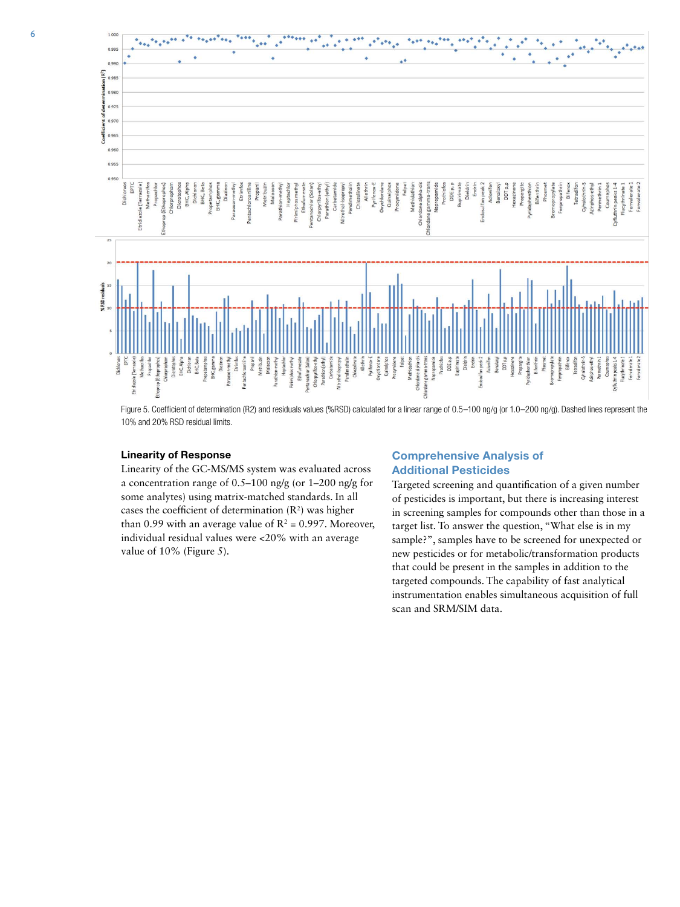Figure 5. Coefficient of determination (R2) and residuals values (%RSD) calculated for a linear range of 0.5–100 ng/g (or 1.0–200 ng/g). Dashed lines represent the 10% and 20% RSD residual limits.

### Linearity of Response

Linearity of the GC-MS/MS system was evaluated across a concentration range of 0.5–100 ng/g (or 1–200 ng/g for some analytes) using matrix-matched standards. In all cases the coefficient of determination ($R^2$) was higher than 0.99 with an average value of $R^2 = 0.997$. Moreover, individual residual values were <20% with an average value of 10% (Figure 5).

## Comprehensive Analysis of Additional Pesticides

Targeted screening and quantification of a given number of pesticides is important, but there is increasing interest in screening samples for compounds other than those in a target list. To answer the question, "What else is in my sample?", samples have to be screened for unexpected or new pesticides or for metabolic/transformation products that could be present in the samples in addition to the targeted compounds. The capability of fast analytical instrumentation enables simultaneous acquisition of full scan and SRM/SIM data.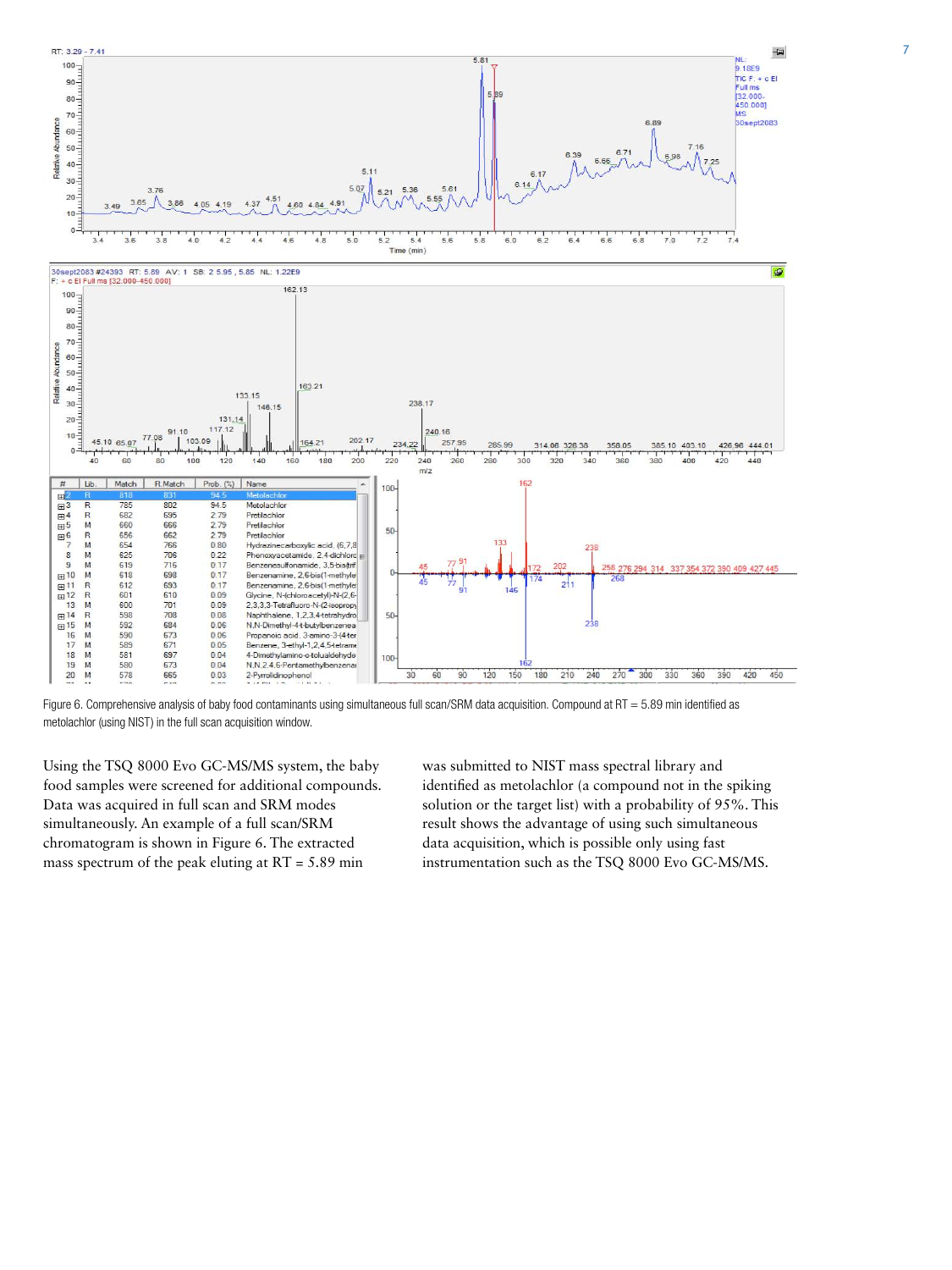Figure 6. Comprehensive analysis of baby food contaminants using simultaneous full scan/SRM data acquisition. Compound at RT = 5.89 min identified as metolachlor (using NIST) in the full scan acquisition window.

Using the TSQ 8000 Evo GC-MS/MS system, the baby food samples were screened for additional compounds. Data was acquired in full scan and SRM modes simultaneously. An example of a full scan/SRM chromatogram is shown in Figure 6. The extracted mass spectrum of the peak eluting at RT = 5.89 min was submitted to NIST mass spectral library and identified as metolachlor (a compound not in the spiking solution or the target list) with a probability of 95%. This result shows the advantage of using such simultaneous data acquisition, which is possible only using fast instrumentation such as the TSQ 8000 Evo GC-MS/MS.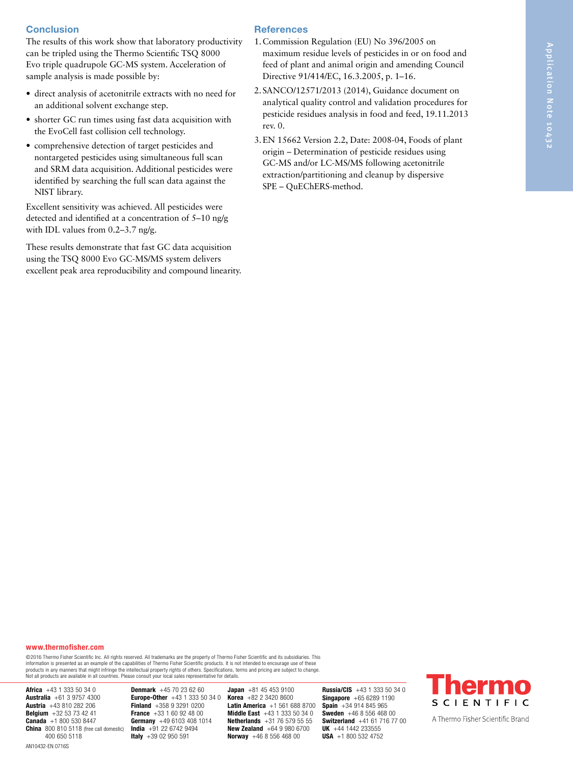## Conclusion

The results of this work show that laboratory productivity can be tripled using the Thermo Scientific TSQ 8000 Evo triple quadrupole GC-MS system. Acceleration of sample analysis is made possible by:

- direct analysis of acetonitrile extracts with no need for an additional solvent exchange step.
- shorter GC run times using fast data acquisition with the EvoCell fast collision cell technology.
- comprehensive detection of target pesticides and nontargeted pesticides using simultaneous full scan and SRM data acquisition. Additional pesticides were identified by searching the full scan data against the NIST library.

Excellent sensitivity was achieved. All pesticides were detected and identified at a concentration of 5–10 ng/g with IDL values from 0.2–3.7 ng/g.

These results demonstrate that fast GC data acquisition using the TSQ 8000 Evo GC-MS/MS system delivers excellent peak area reproducibility and compound linearity.

## References

1. Commission Regulation (EU) No 396/2005 on maximum residue levels of pesticides in or on food and feed of plant and animal origin and amending Council Directive 91/414/EC, 16.3.2005, p. 1–16.
2. SANCO/12571/2013 (2014), Guidance document on analytical quality control and validation procedures for pesticide residues analysis in food and feed, 19.11.2013 rev. 0.
3. EN 15662 Version 2.2, Date: 2008-04, Foods of plant origin – Determination of pesticide residues using GC-MS and/or LC-MS/MS following acetonitrile extraction/partitioning and cleanup by dispersive SPE – QuEChERS-method.

**www.thermofisher.com**

©2016 Thermo Fisher Scientific Inc. All rights reserved. All trademarks are the property of Thermo Fisher Scientific and its subsidiaries. This information is presented as an example of the capabilities of Thermo Fisher Scientific products. It is not intended to encourage use of these products in any manners that might infringe the intellectual property rights of others. Specifications, terms and pricing are subject to change. Not all products are available in all countries. Please consult your local sales representative for details.

**Africa** +43 1 333 50 34 0
**Australia** +61 3 9757 4300
**Austria** +43 810 282 206
**Belgium** +32 53 73 42 41
**Canada** +1 800 530 8447
**China** 800 810 5118 (free call domestic) 400 650 5118
**Denmark** +45 70 23 62 60
**Europe-Other** +43 1 333 50 34 0
**Finland** +358 9 3291 0200
**France** +33 1 60 92 48 00
**Germany** +49 6103 408 1014
**India** +91 22 6742 9494
**Italy** +39 02 950 591
**Japan** +81 45 453 9100
**Korea** +82 2 3420 8600
**Latin America** +1 561 688 8700
**Middle East** +43 1 333 50 34 0
**Netherlands** +31 76 579 55 55
**New Zealand** +64 9 980 6700
**Norway** +46 8 556 468 00
**Russia/CIS** +43 1 333 50 34 0
**Singapore** +65 6289 1190
**Spain** +34 914 845 965
**Sweden** +46 8 556 468 00
**Switzerland** +41 61 716 77 00
**UK** +44 1442 233555
**USA** +1 800 532 4752

Thermo SCIENTIFIC
A Thermo Fisher Scientific Brand

AN10432-EN 0716S